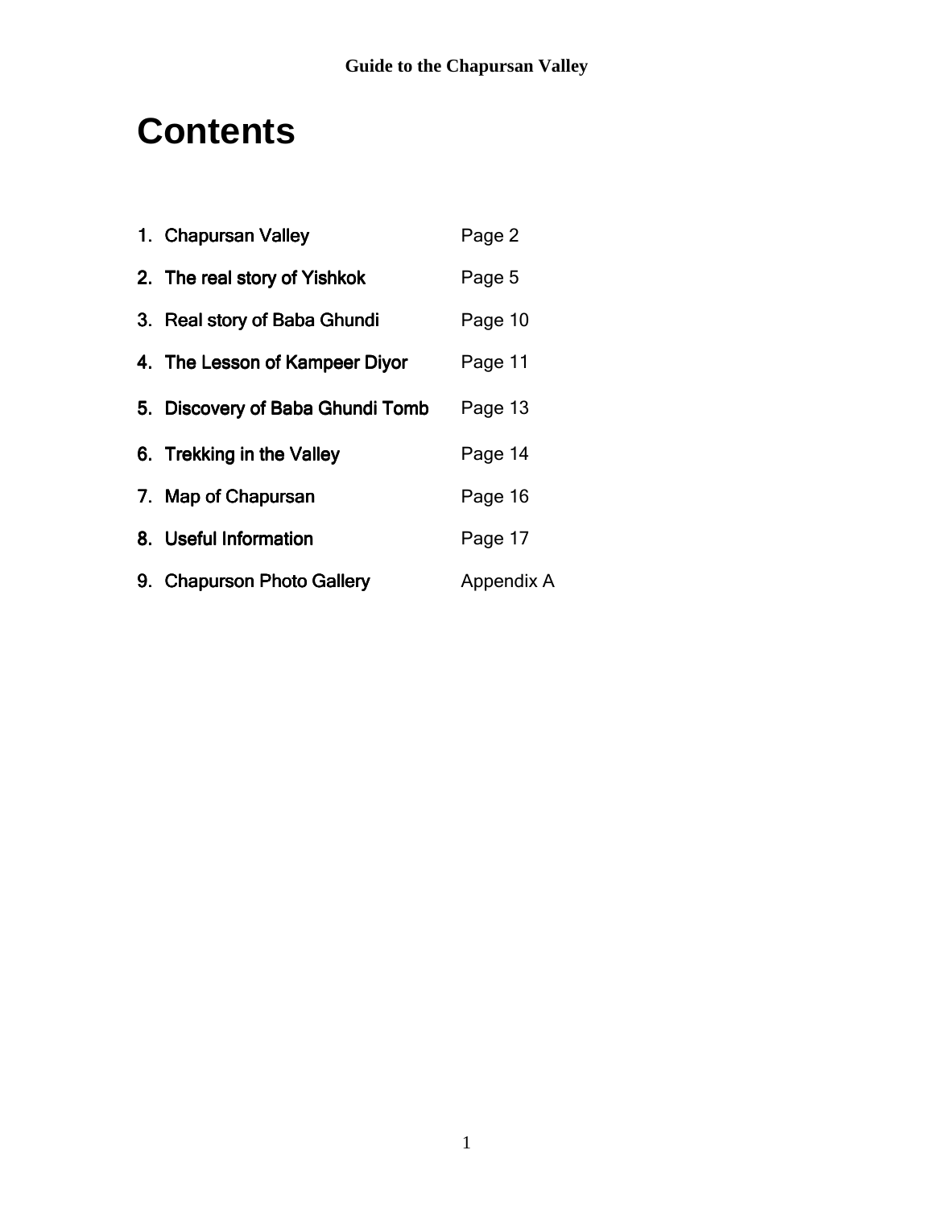# Contents

| | |
|---|---|
| 1. Chapursan Valley | Page 2 |
| 2. The real story of Yishkok | Page 5 |
| 3. Real story of Baba Ghundi | Page 10 |
| 4. The Lesson of Kampeer Diyor | Page 11 |
| 5. Discovery of Baba Ghundi Tomb | Page 13 |
| 6. Trekking in the Valley | Page 14 |
| 7. Map of Chapursan | Page 16 |
| 8. Useful Information | Page 17 |
| 9. Chapurson Photo Gallery | Appendix A |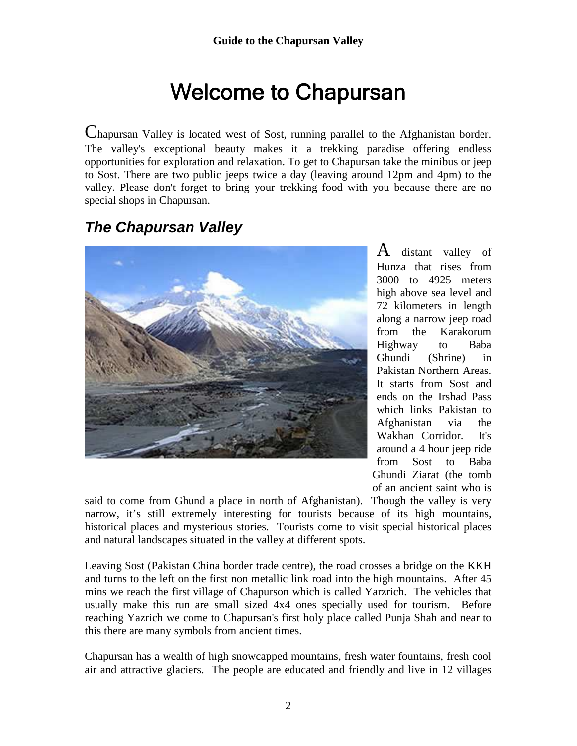# Welcome to Chapursan

Chapursan Valley is located west of Sost, running parallel to the Afghanistan border. The valley's exceptional beauty makes it a trekking paradise offering endless opportunities for exploration and relaxation. To get to Chapursan take the minibus or jeep to Sost. There are two public jeeps twice a day (leaving around 12pm and 4pm) to the valley. Please don't forget to bring your trekking food with you because there are no special shops in Chapursan.

## *The Chapursan Valley*

A distant valley of Hunza that rises from 3000 to 4925 meters high above sea level and 72 kilometers in length along a narrow jeep road from the Karakorum Highway to Baba Ghundi (Shrine) in Pakistan Northern Areas. It starts from Sost and ends on the Irshad Pass which links Pakistan to Afghanistan via the Wakhan Corridor. It's around a 4 hour jeep ride from Sost to Baba Ghundi Ziarat (the tomb of an ancient saint who is said to come from Ghund a place in north of Afghanistan). Though the valley is very narrow, it's still extremely interesting for tourists because of its high mountains, historical places and mysterious stories. Tourists come to visit special historical places and natural landscapes situated in the valley at different spots.

Leaving Sost (Pakistan China border trade centre), the road crosses a bridge on the KKH and turns to the left on the first non metallic link road into the high mountains. After 45 mins we reach the first village of Chapurson which is called Yarzrich. The vehicles that usually make this run are small sized 4x4 ones specially used for tourism. Before reaching Yazrich we come to Chapursan's first holy place called Punja Shah and near to this there are many symbols from ancient times.

Chapursan has a wealth of high snowcapped mountains, fresh water fountains, fresh cool air and attractive glaciers. The people are educated and friendly and live in 12 villages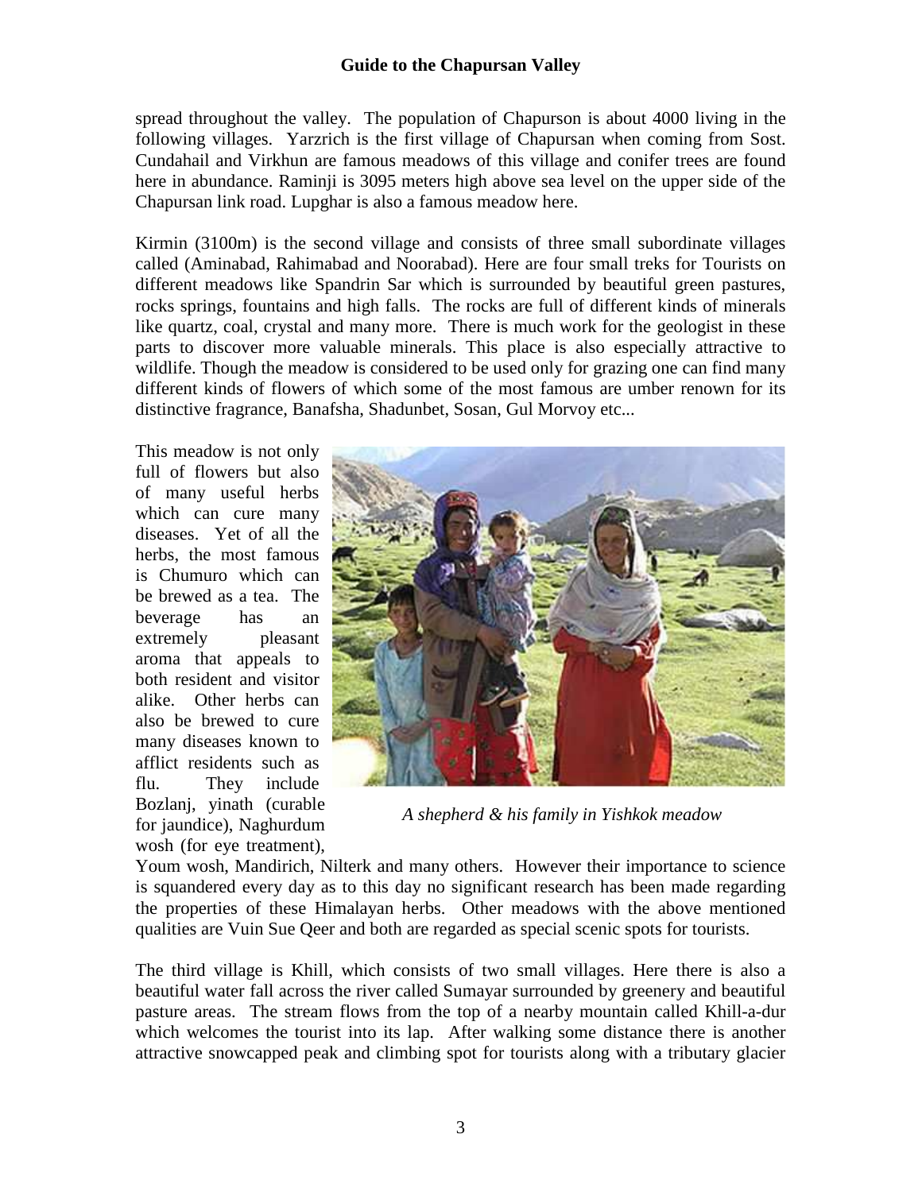spread throughout the valley. The population of Chapurson is about 4000 living in the following villages. Yarzrich is the first village of Chapursan when coming from Sost. Cundahail and Virkhun are famous meadows of this village and conifer trees are found here in abundance. Raminji is 3095 meters high above sea level on the upper side of the Chapursan link road. Lupghar is also a famous meadow here.

Kirmin (3100m) is the second village and consists of three small subordinate villages called (Aminabad, Rahimabad and Noorabad). Here are four small treks for Tourists on different meadows like Spandrin Sar which is surrounded by beautiful green pastures, rocks springs, fountains and high falls. The rocks are full of different kinds of minerals like quartz, coal, crystal and many more. There is much work for the geologist in these parts to discover more valuable minerals. This place is also especially attractive to wildlife. Though the meadow is considered to be used only for grazing one can find many different kinds of flowers of which some of the most famous are umber renown for its distinctive fragrance, Banafsha, Shadunbet, Sosan, Gul Morvoy etc...

This meadow is not only full of flowers but also of many useful herbs which can cure many diseases. Yet of all the herbs, the most famous is Chumuro which can be brewed as a tea. The beverage has an extremely pleasant aroma that appeals to both resident and visitor alike. Other herbs can also be brewed to cure many diseases known to afflict residents such as flu. They include Bozlanj, yinath (curable for jaundice), Naghurdum wosh (for eye treatment), Youm wosh, Mandirich, Nilterk and many others. However their importance to science is squandered every day as to this day no significant research has been made regarding the properties of these Himalayan herbs. Other meadows with the above mentioned qualities are Vuin Sue Qeer and both are regarded as special scenic spots for tourists.

*A shepherd & his family in Yishkok meadow*

The third village is Khill, which consists of two small villages. Here there is also a beautiful water fall across the river called Sumayar surrounded by greenery and beautiful pasture areas. The stream flows from the top of a nearby mountain called Khill-a-dur which welcomes the tourist into its lap. After walking some distance there is another attractive snowcapped peak and climbing spot for tourists along with a tributary glacier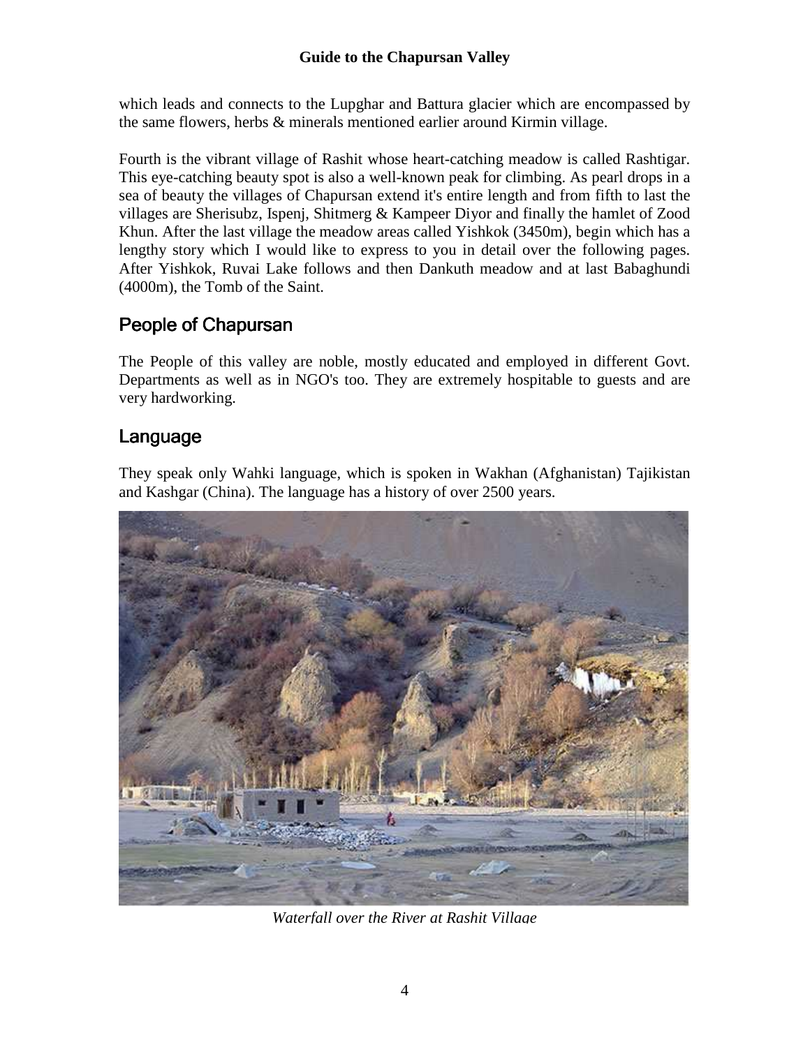which leads and connects to the Lupghar and Battura glacier which are encompassed by the same flowers, herbs & minerals mentioned earlier around Kirmin village.

Fourth is the vibrant village of Rashit whose heart-catching meadow is called Rashtigar. This eye-catching beauty spot is also a well-known peak for climbing. As pearl drops in a sea of beauty the villages of Chapursan extend it's entire length and from fifth to last the villages are Sherisubz, Ispenj, Shitmerg & Kampeer Diyor and finally the hamlet of Zood Khun. After the last village the meadow areas called Yishkok (3450m), begin which has a lengthy story which I would like to express to you in detail over the following pages. After Yishkok, Ruvai Lake follows and then Dankuth meadow and at last Babaghundi (4000m), the Tomb of the Saint.

## People of Chapursan

The People of this valley are noble, mostly educated and employed in different Govt. Departments as well as in NGO's too. They are extremely hospitable to guests and are very hardworking.

## Language

They speak only Wahki language, which is spoken in Wakhan (Afghanistan) Tajikistan and Kashgar (China). The language has a history of over 2500 years.

*Waterfall over the River at Rashit Village*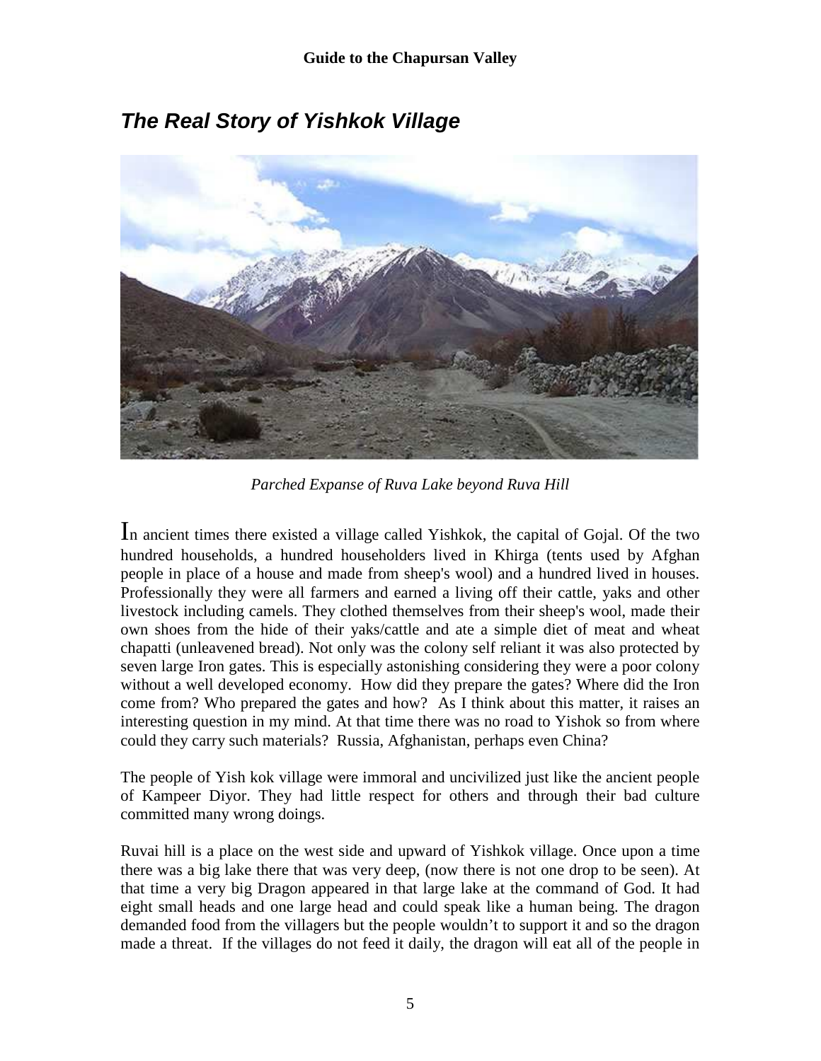## *The Real Story of Yishkok Village*

*Parched Expanse of Ruva Lake beyond Ruva Hill*

In ancient times there existed a village called Yishkok, the capital of Gojal. Of the two hundred households, a hundred householders lived in Khirga (tents used by Afghan people in place of a house and made from sheep's wool) and a hundred lived in houses. Professionally they were all farmers and earned a living off their cattle, yaks and other livestock including camels. They clothed themselves from their sheep's wool, made their own shoes from the hide of their yaks/cattle and ate a simple diet of meat and wheat chapatti (unleavened bread). Not only was the colony self reliant it was also protected by seven large Iron gates. This is especially astonishing considering they were a poor colony without a well developed economy. How did they prepare the gates? Where did the Iron come from? Who prepared the gates and how? As I think about this matter, it raises an interesting question in my mind. At that time there was no road to Yishok so from where could they carry such materials? Russia, Afghanistan, perhaps even China?

The people of Yish kok village were immoral and uncivilized just like the ancient people of Kampeer Diyor. They had little respect for others and through their bad culture committed many wrong doings.

Ruvai hill is a place on the west side and upward of Yishkok village. Once upon a time there was a big lake there that was very deep, (now there is not one drop to be seen). At that time a very big Dragon appeared in that large lake at the command of God. It had eight small heads and one large head and could speak like a human being. The dragon demanded food from the villagers but the people wouldn't to support it and so the dragon made a threat. If the villages do not feed it daily, the dragon will eat all of the people in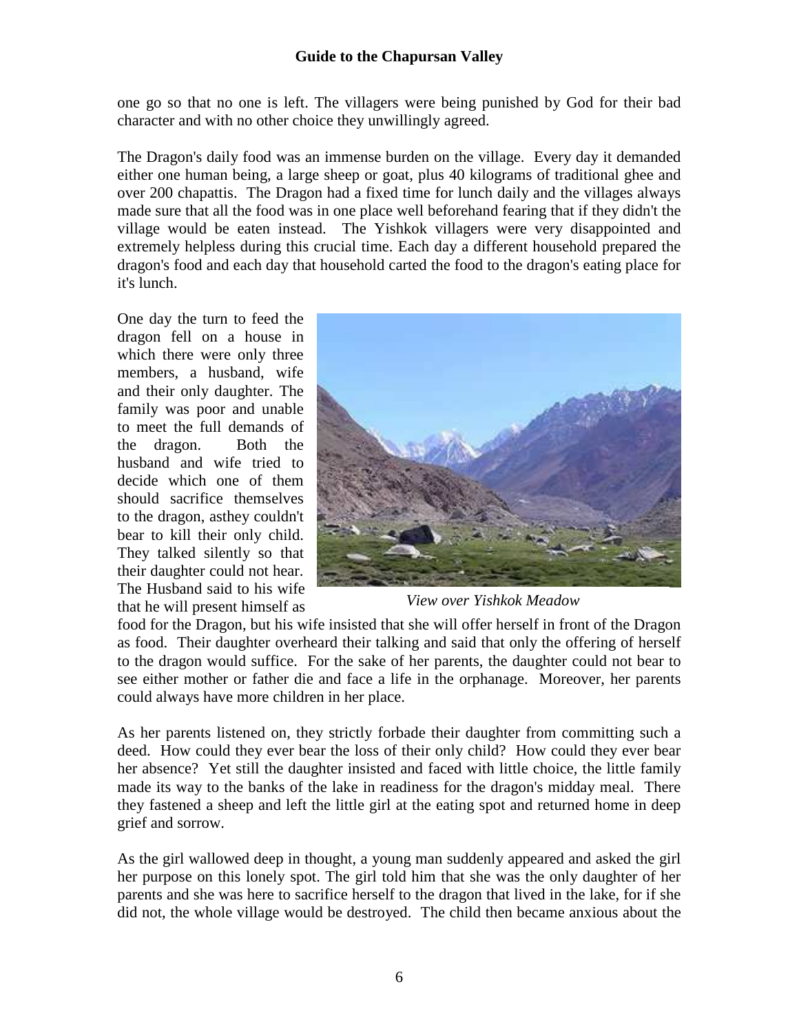one go so that no one is left. The villagers were being punished by God for their bad character and with no other choice they unwillingly agreed.

The Dragon's daily food was an immense burden on the village. Every day it demanded either one human being, a large sheep or goat, plus 40 kilograms of traditional ghee and over 200 chapattis. The Dragon had a fixed time for lunch daily and the villages always made sure that all the food was in one place well beforehand fearing that if they didn't the village would be eaten instead. The Yishkok villagers were very disappointed and extremely helpless during this crucial time. Each day a different household prepared the dragon's food and each day that household carted the food to the dragon's eating place for it's lunch.

One day the turn to feed the dragon fell on a house in which there were only three members, a husband, wife and their only daughter. The family was poor and unable to meet the full demands of the dragon. Both the husband and wife tried to decide which one of them should sacrifice themselves to the dragon, asthey couldn't bear to kill their only child. They talked silently so that their daughter could not hear. The Husband said to his wife that he will present himself as food for the Dragon, but his wife insisted that she will offer herself in front of the Dragon as food. Their daughter overheard their talking and said that only the offering of herself to the dragon would suffice. For the sake of her parents, the daughter could not bear to see either mother or father die and face a life in the orphanage. Moreover, her parents could always have more children in her place.

*View over Yishkok Meadow*

As her parents listened on, they strictly forbade their daughter from committing such a deed. How could they ever bear the loss of their only child? How could they ever bear her absence? Yet still the daughter insisted and faced with little choice, the little family made its way to the banks of the lake in readiness for the dragon's midday meal. There they fastened a sheep and left the little girl at the eating spot and returned home in deep grief and sorrow.

As the girl wallowed deep in thought, a young man suddenly appeared and asked the girl her purpose on this lonely spot. The girl told him that she was the only daughter of her parents and she was here to sacrifice herself to the dragon that lived in the lake, for if she did not, the whole village would be destroyed. The child then became anxious about the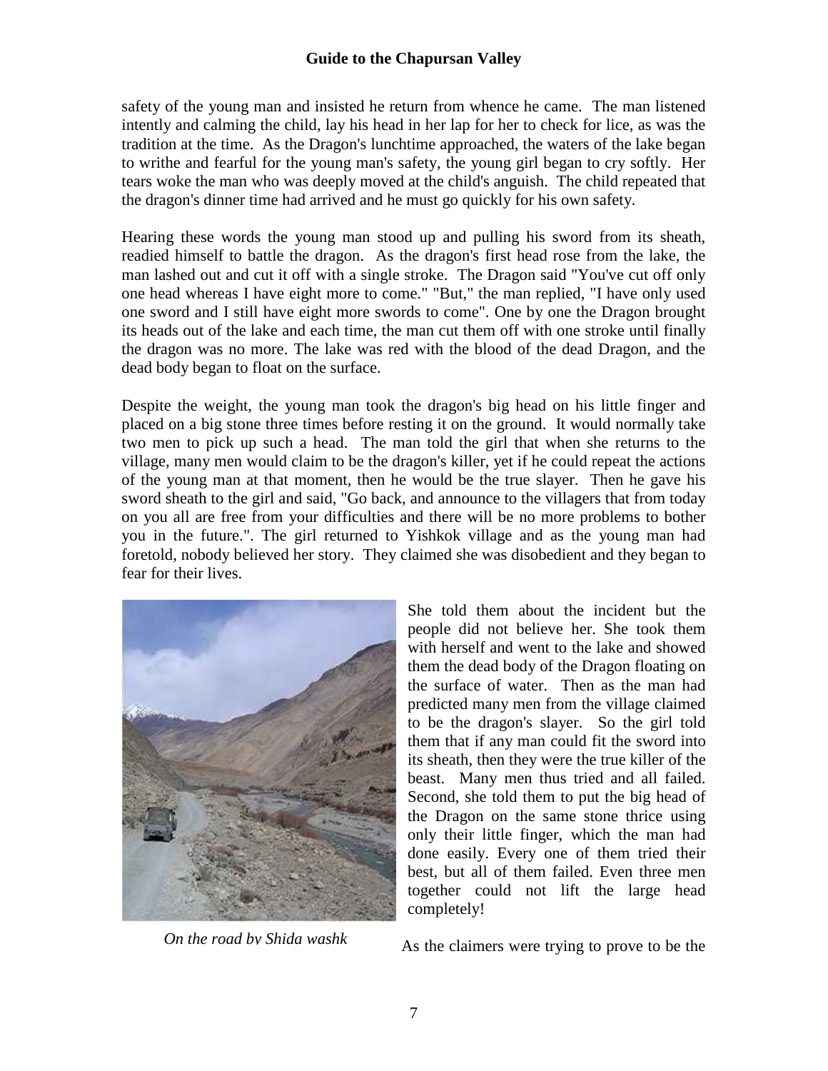safety of the young man and insisted he return from whence he came. The man listened intently and calming the child, lay his head in her lap for her to check for lice, as was the tradition at the time. As the Dragon's lunchtime approached, the waters of the lake began to writhe and fearful for the young man's safety, the young girl began to cry softly. Her tears woke the man who was deeply moved at the child's anguish. The child repeated that the dragon's dinner time had arrived and he must go quickly for his own safety.

Hearing these words the young man stood up and pulling his sword from its sheath, readied himself to battle the dragon. As the dragon's first head rose from the lake, the man lashed out and cut it off with a single stroke. The Dragon said "You've cut off only one head whereas I have eight more to come." "But," the man replied, "I have only used one sword and I still have eight more swords to come". One by one the Dragon brought its heads out of the lake and each time, the man cut them off with one stroke until finally the dragon was no more. The lake was red with the blood of the dead Dragon, and the dead body began to float on the surface.

Despite the weight, the young man took the dragon's big head on his little finger and placed on a big stone three times before resting it on the ground. It would normally take two men to pick up such a head. The man told the girl that when she returns to the village, many men would claim to be the dragon's killer, yet if he could repeat the actions of the young man at that moment, then he would be the true slayer. Then he gave his sword sheath to the girl and said, "Go back, and announce to the villagers that from today on you all are free from your difficulties and there will be no more problems to bother you in the future.". The girl returned to Yishkok village and as the young man had foretold, nobody believed her story. They claimed she was disobedient and they began to fear for their lives.

*On the road by Shida washk*

She told them about the incident but the people did not believe her. She took them with herself and went to the lake and showed them the dead body of the Dragon floating on the surface of water. Then as the man had predicted many men from the village claimed to be the dragon's slayer. So the girl told them that if any man could fit the sword into its sheath, then they were the true killer of the beast. Many men thus tried and all failed. Second, she told them to put the big head of the Dragon on the same stone thrice using only their little finger, which the man had done easily. Every one of them tried their best, but all of them failed. Even three men together could not lift the large head completely!

As the claimers were trying to prove to be the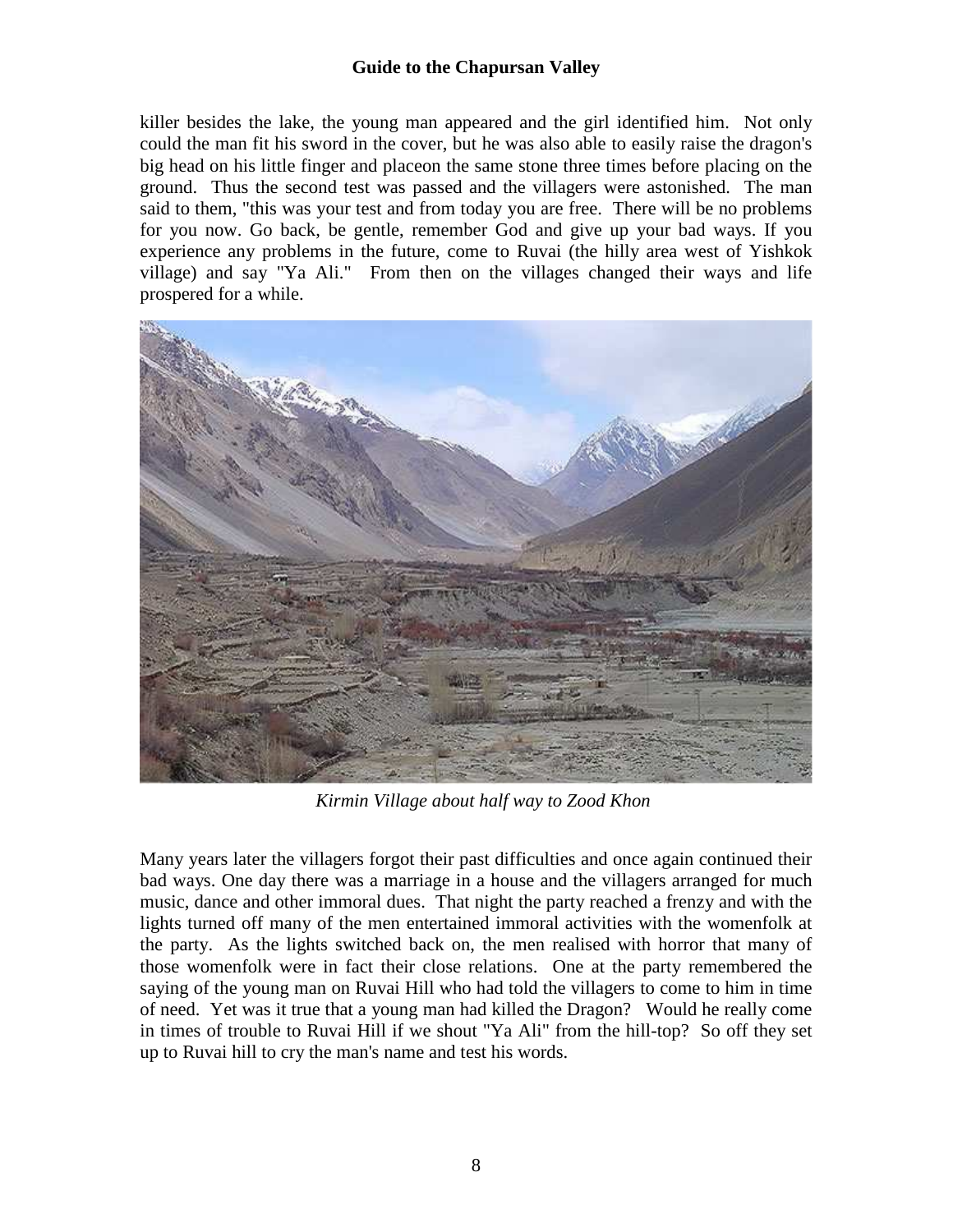killer besides the lake, the young man appeared and the girl identified him. Not only could the man fit his sword in the cover, but he was also able to easily raise the dragon's big head on his little finger and placeon the same stone three times before placing on the ground. Thus the second test was passed and the villagers were astonished. The man said to them, "this was your test and from today you are free. There will be no problems for you now. Go back, be gentle, remember God and give up your bad ways. If you experience any problems in the future, come to Ruvai (the hilly area west of Yishkok village) and say "Ya Ali." From then on the villages changed their ways and life prospered for a while.

*Kirmin Village about half way to Zood Khon*

Many years later the villagers forgot their past difficulties and once again continued their bad ways. One day there was a marriage in a house and the villagers arranged for much music, dance and other immoral dues. That night the party reached a frenzy and with the lights turned off many of the men entertained immoral activities with the womenfolk at the party. As the lights switched back on, the men realised with horror that many of those womenfolk were in fact their close relations. One at the party remembered the saying of the young man on Ruvai Hill who had told the villagers to come to him in time of need. Yet was it true that a young man had killed the Dragon? Would he really come in times of trouble to Ruvai Hill if we shout "Ya Ali" from the hill-top? So off they set up to Ruvai hill to cry the man's name and test his words.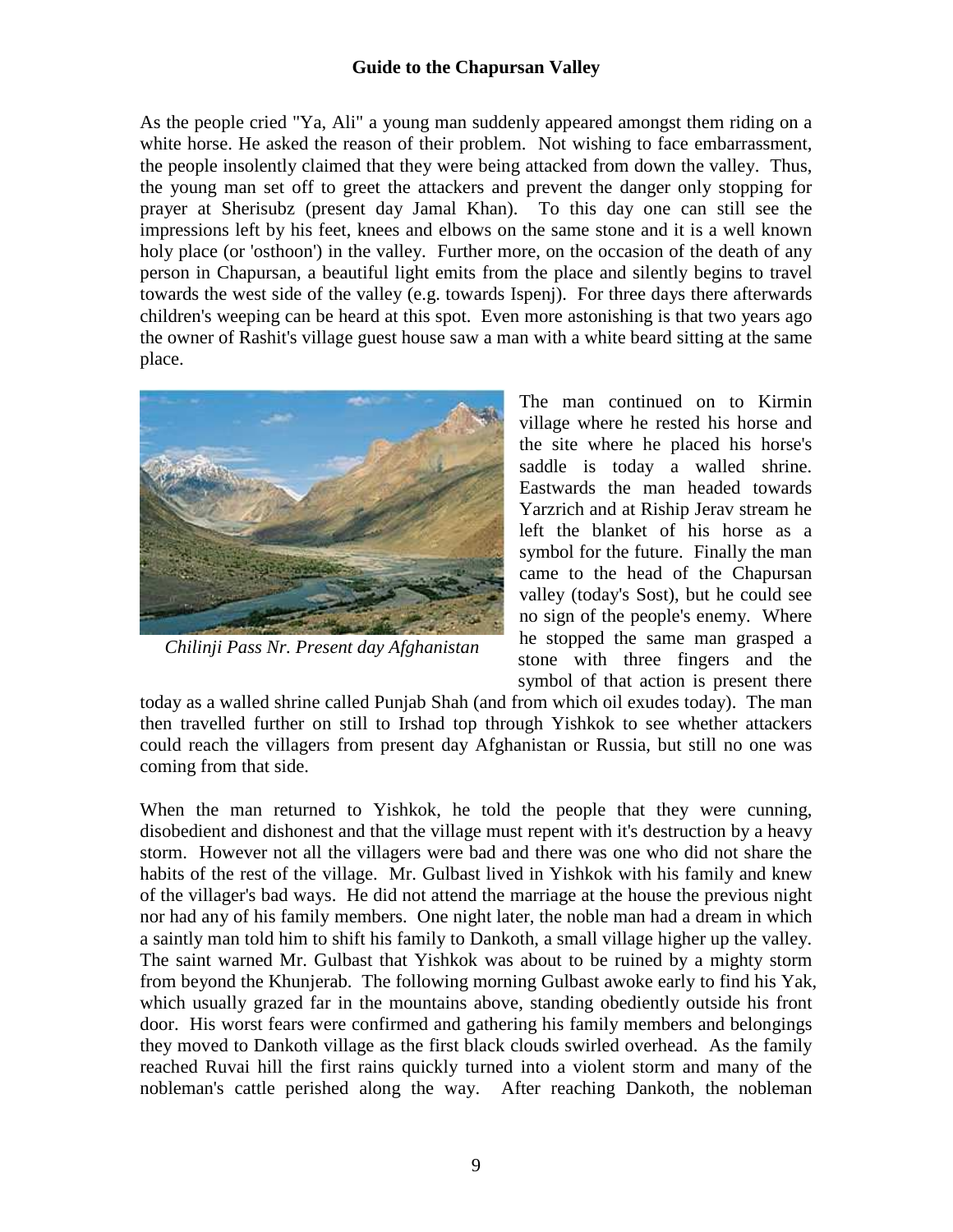As the people cried "Ya, Ali" a young man suddenly appeared amongst them riding on a white horse. He asked the reason of their problem. Not wishing to face embarrassment, the people insolently claimed that they were being attacked from down the valley. Thus, the young man set off to greet the attackers and prevent the danger only stopping for prayer at Sherisubz (present day Jamal Khan). To this day one can still see the impressions left by his feet, knees and elbows on the same stone and it is a well known holy place (or 'osthoon') in the valley. Further more, on the occasion of the death of any person in Chapursan, a beautiful light emits from the place and silently begins to travel towards the west side of the valley (e.g. towards Ispenj). For three days there afterwards children's weeping can be heard at this spot. Even more astonishing is that two years ago the owner of Rashit's village guest house saw a man with a white beard sitting at the same place.

*Chilinji Pass Nr. Present day Afghanistan*

The man continued on to Kirmin village where he rested his horse and the site where he placed his horse's saddle is today a walled shrine. Eastwards the man headed towards Yarzrich and at Riship Jerav stream he left the blanket of his horse as a symbol for the future. Finally the man came to the head of the Chapursan valley (today's Sost), but he could see no sign of the people's enemy. Where he stopped the same man grasped a stone with three fingers and the symbol of that action is present there today as a walled shrine called Punjab Shah (and from which oil exudes today). The man then travelled further on still to Irshad top through Yishkok to see whether attackers could reach the villagers from present day Afghanistan or Russia, but still no one was coming from that side.

When the man returned to Yishkok, he told the people that they were cunning, disobedient and dishonest and that the village must repent with it's destruction by a heavy storm. However not all the villagers were bad and there was one who did not share the habits of the rest of the village. Mr. Gulbast lived in Yishkok with his family and knew of the villager's bad ways. He did not attend the marriage at the house the previous night nor had any of his family members. One night later, the noble man had a dream in which a saintly man told him to shift his family to Dankoth, a small village higher up the valley. The saint warned Mr. Gulbast that Yishkok was about to be ruined by a mighty storm from beyond the Khunjerab. The following morning Gulbast awoke early to find his Yak, which usually grazed far in the mountains above, standing obediently outside his front door. His worst fears were confirmed and gathering his family members and belongings they moved to Dankoth village as the first black clouds swirled overhead. As the family reached Ruvai hill the first rains quickly turned into a violent storm and many of the nobleman's cattle perished along the way. After reaching Dankoth, the nobleman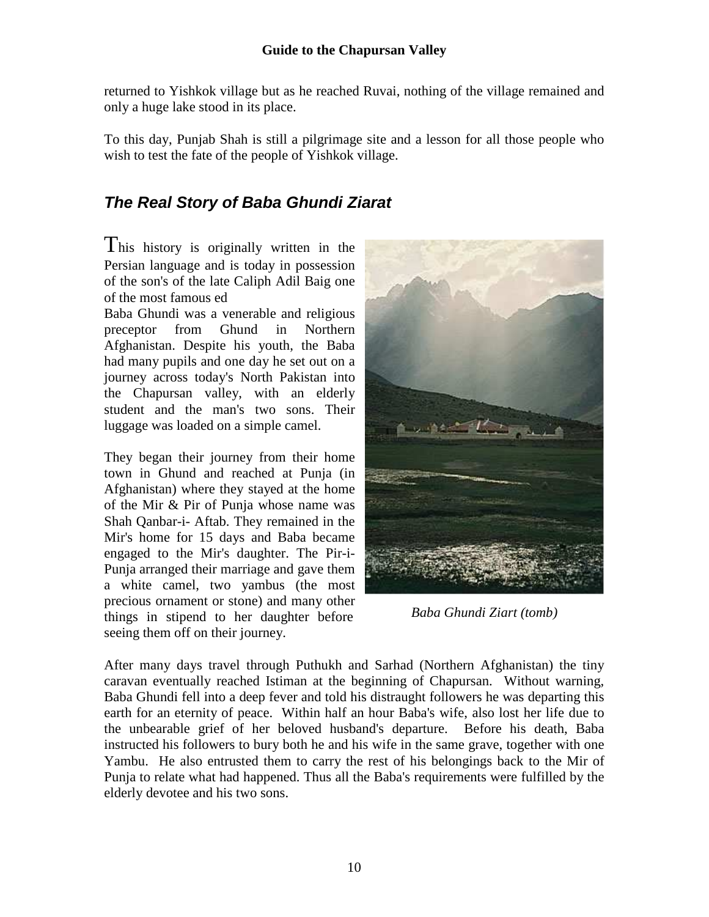returned to Yishkok village but as he reached Ruvai, nothing of the village remained and only a huge lake stood in its place.

To this day, Punjab Shah is still a pilgrimage site and a lesson for all those people who wish to test the fate of the people of Yishkok village.

## *The Real Story of Baba Ghundi Ziarat*

This history is originally written in the Persian language and is today in possession of the son's of the late Caliph Adil Baig one of the most famous ed

Baba Ghundi was a venerable and religious preceptor from Ghund in Northern Afghanistan. Despite his youth, the Baba had many pupils and one day he set out on a journey across today's North Pakistan into the Chapursan valley, with an elderly student and the man's two sons. Their luggage was loaded on a simple camel.

They began their journey from their home town in Ghund and reached at Punja (in Afghanistan) where they stayed at the home of the Mir & Pir of Punja whose name was Shah Qanbar-i- Aftab. They remained in the Mir's home for 15 days and Baba became engaged to the Mir's daughter. The Pir-i-Punja arranged their marriage and gave them a white camel, two yambus (the most precious ornament or stone) and many other things in stipend to her daughter before seeing them off on their journey.

*Baba Ghundi Ziart (tomb)*

After many days travel through Puthukh and Sarhad (Northern Afghanistan) the tiny caravan eventually reached Istiman at the beginning of Chapursan. Without warning, Baba Ghundi fell into a deep fever and told his distraught followers he was departing this earth for an eternity of peace. Within half an hour Baba's wife, also lost her life due to the unbearable grief of her beloved husband's departure. Before his death, Baba instructed his followers to bury both he and his wife in the same grave, together with one Yambu. He also entrusted them to carry the rest of his belongings back to the Mir of Punja to relate what had happened. Thus all the Baba's requirements were fulfilled by the elderly devotee and his two sons.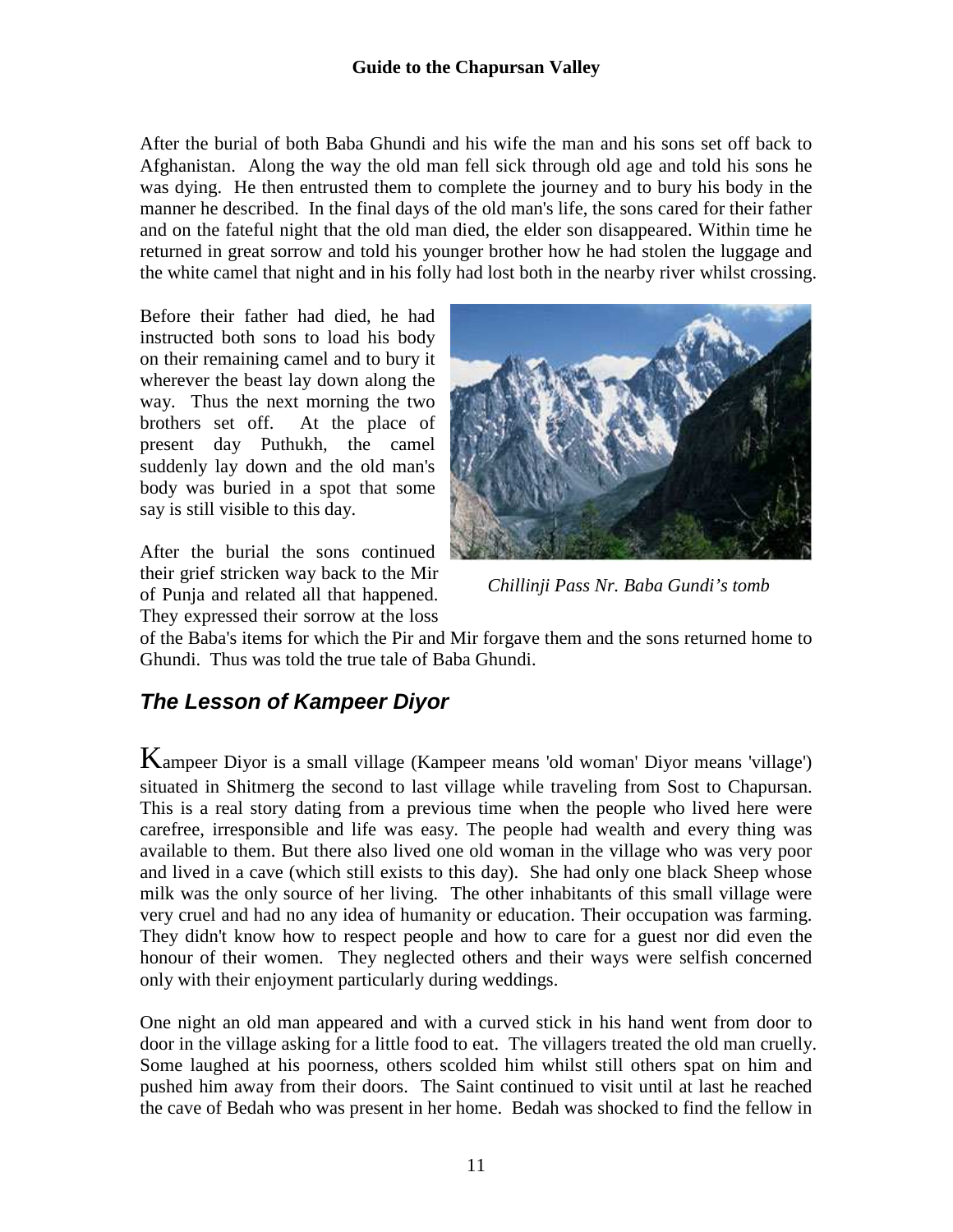After the burial of both Baba Ghundi and his wife the man and his sons set off back to Afghanistan. Along the way the old man fell sick through old age and told his sons he was dying. He then entrusted them to complete the journey and to bury his body in the manner he described. In the final days of the old man's life, the sons cared for their father and on the fateful night that the old man died, the elder son disappeared. Within time he returned in great sorrow and told his younger brother how he had stolen the luggage and the white camel that night and in his folly had lost both in the nearby river whilst crossing.

Before their father had died, he had instructed both sons to load his body on their remaining camel and to bury it wherever the beast lay down along the way. Thus the next morning the two brothers set off. At the place of present day Puthukh, the camel suddenly lay down and the old man's body was buried in a spot that some say is still visible to this day.

*Chillinji Pass Nr. Baba Gundi's tomb*

After the burial the sons continued their grief stricken way back to the Mir of Punja and related all that happened. They expressed their sorrow at the loss of the Baba's items for which the Pir and Mir forgave them and the sons returned home to Ghundi. Thus was told the true tale of Baba Ghundi.

## *The Lesson of Kampeer Diyor*

Kampeer Diyor is a small village (Kampeer means 'old woman' Diyor means 'village') situated in Shitmerg the second to last village while traveling from Sost to Chapursan. This is a real story dating from a previous time when the people who lived here were carefree, irresponsible and life was easy. The people had wealth and every thing was available to them. But there also lived one old woman in the village who was very poor and lived in a cave (which still exists to this day). She had only one black Sheep whose milk was the only source of her living. The other inhabitants of this small village were very cruel and had no any idea of humanity or education. Their occupation was farming. They didn't know how to respect people and how to care for a guest nor did even the honour of their women. They neglected others and their ways were selfish concerned only with their enjoyment particularly during weddings.

One night an old man appeared and with a curved stick in his hand went from door to door in the village asking for a little food to eat. The villagers treated the old man cruelly. Some laughed at his poorness, others scolded him whilst still others spat on him and pushed him away from their doors. The Saint continued to visit until at last he reached the cave of Bedah who was present in her home. Bedah was shocked to find the fellow in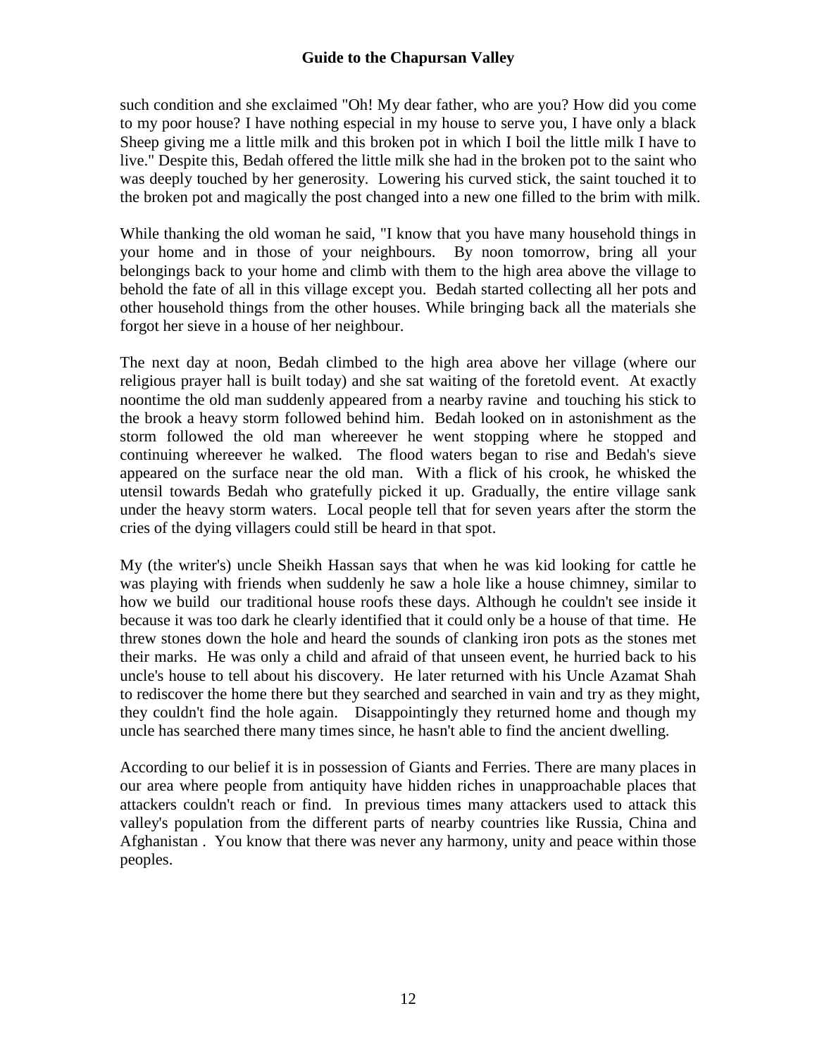such condition and she exclaimed "Oh! My dear father, who are you? How did you come to my poor house? I have nothing especial in my house to serve you, I have only a black Sheep giving me a little milk and this broken pot in which I boil the little milk I have to live." Despite this, Bedah offered the little milk she had in the broken pot to the saint who was deeply touched by her generosity. Lowering his curved stick, the saint touched it to the broken pot and magically the post changed into a new one filled to the brim with milk.

While thanking the old woman he said, "I know that you have many household things in your home and in those of your neighbours. By noon tomorrow, bring all your belongings back to your home and climb with them to the high area above the village to behold the fate of all in this village except you. Bedah started collecting all her pots and other household things from the other houses. While bringing back all the materials she forgot her sieve in a house of her neighbour.

The next day at noon, Bedah climbed to the high area above her village (where our religious prayer hall is built today) and she sat waiting of the foretold event. At exactly noontime the old man suddenly appeared from a nearby ravine and touching his stick to the brook a heavy storm followed behind him. Bedah looked on in astonishment as the storm followed the old man whereever he went stopping where he stopped and continuing whereever he walked. The flood waters began to rise and Bedah's sieve appeared on the surface near the old man. With a flick of his crook, he whisked the utensil towards Bedah who gratefully picked it up. Gradually, the entire village sank under the heavy storm waters. Local people tell that for seven years after the storm the cries of the dying villagers could still be heard in that spot.

My (the writer's) uncle Sheikh Hassan says that when he was kid looking for cattle he was playing with friends when suddenly he saw a hole like a house chimney, similar to how we build our traditional house roofs these days. Although he couldn't see inside it because it was too dark he clearly identified that it could only be a house of that time. He threw stones down the hole and heard the sounds of clanking iron pots as the stones met their marks. He was only a child and afraid of that unseen event, he hurried back to his uncle's house to tell about his discovery. He later returned with his Uncle Azamat Shah to rediscover the home there but they searched and searched in vain and try as they might, they couldn't find the hole again. Disappointingly they returned home and though my uncle has searched there many times since, he hasn't able to find the ancient dwelling.

According to our belief it is in possession of Giants and Ferries. There are many places in our area where people from antiquity have hidden riches in unapproachable places that attackers couldn't reach or find. In previous times many attackers used to attack this valley's population from the different parts of nearby countries like Russia, China and Afghanistan . You know that there was never any harmony, unity and peace within those peoples.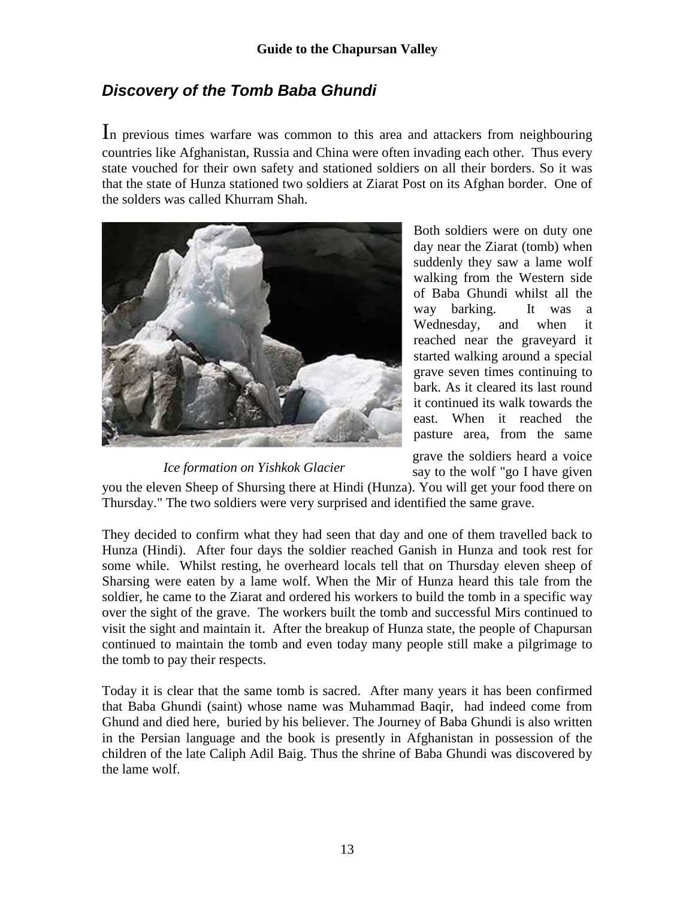## *Discovery of the Tomb Baba Ghundi*

In previous times warfare was common to this area and attackers from neighbouring countries like Afghanistan, Russia and China were often invading each other. Thus every state vouched for their own safety and stationed soldiers on all their borders. So it was that the state of Hunza stationed two soldiers at Ziarat Post on its Afghan border. One of the solders was called Khurram Shah.

*Ice formation on Yishkok Glacier*

Both soldiers were on duty one day near the Ziarat (tomb) when suddenly they saw a lame wolf walking from the Western side of Baba Ghundi whilst all the way barking. It was a Wednesday, and when it reached near the graveyard it started walking around a special grave seven times continuing to bark. As it cleared its last round it continued its walk towards the east. When it reached the pasture area, from the same grave the soldiers heard a voice say to the wolf "go I have given you the eleven Sheep of Shursing there at Hindi (Hunza). You will get your food there on Thursday." The two soldiers were very surprised and identified the same grave.

They decided to confirm what they had seen that day and one of them travelled back to Hunza (Hindi). After four days the soldier reached Ganish in Hunza and took rest for some while. Whilst resting, he overheard locals tell that on Thursday eleven sheep of Sharsing were eaten by a lame wolf. When the Mir of Hunza heard this tale from the soldier, he came to the Ziarat and ordered his workers to build the tomb in a specific way over the sight of the grave. The workers built the tomb and successful Mirs continued to visit the sight and maintain it. After the breakup of Hunza state, the people of Chapursan continued to maintain the tomb and even today many people still make a pilgrimage to the tomb to pay their respects.

Today it is clear that the same tomb is sacred. After many years it has been confirmed that Baba Ghundi (saint) whose name was Muhammad Baqir, had indeed come from Ghund and died here, buried by his believer. The Journey of Baba Ghundi is also written in the Persian language and the book is presently in Afghanistan in possession of the children of the late Caliph Adil Baig. Thus the shrine of Baba Ghundi was discovered by the lame wolf.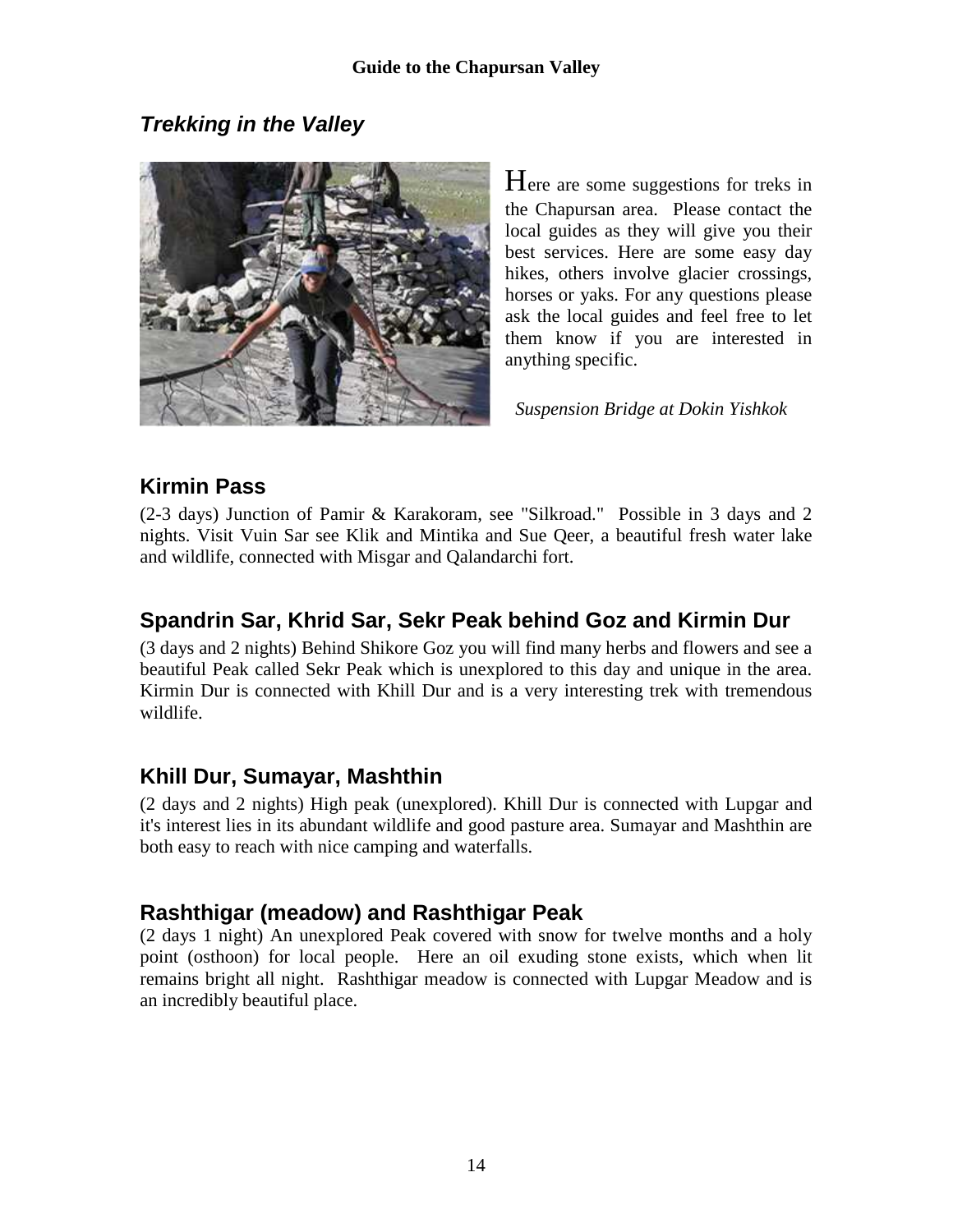## *Trekking in the Valley*

Here are some suggestions for treks in the Chapursan area. Please contact the local guides as they will give you their best services. Here are some easy day hikes, others involve glacier crossings, horses or yaks. For any questions please ask the local guides and feel free to let them know if you are interested in anything specific.

*Suspension Bridge at Dokin Yishkok*

### Kirmin Pass

(2-3 days) Junction of Pamir & Karakoram, see "Silkroad." Possible in 3 days and 2 nights. Visit Vuin Sar see Klik and Mintika and Sue Qeer, a beautiful fresh water lake and wildlife, connected with Misgar and Qalandarchi fort.

### Spandrin Sar, Khrid Sar, Sekr Peak behind Goz and Kirmin Dur

(3 days and 2 nights) Behind Shikore Goz you will find many herbs and flowers and see a beautiful Peak called Sekr Peak which is unexplored to this day and unique in the area. Kirmin Dur is connected with Khill Dur and is a very interesting trek with tremendous wildlife.

### Khill Dur, Sumayar, Mashthin

(2 days and 2 nights) High peak (unexplored). Khill Dur is connected with Lupgar and it's interest lies in its abundant wildlife and good pasture area. Sumayar and Mashthin are both easy to reach with nice camping and waterfalls.

### Rashthigar (meadow) and Rashthigar Peak

(2 days 1 night) An unexplored Peak covered with snow for twelve months and a holy point (osthoon) for local people. Here an oil exuding stone exists, which when lit remains bright all night. Rashthigar meadow is connected with Lupgar Meadow and is an incredibly beautiful place.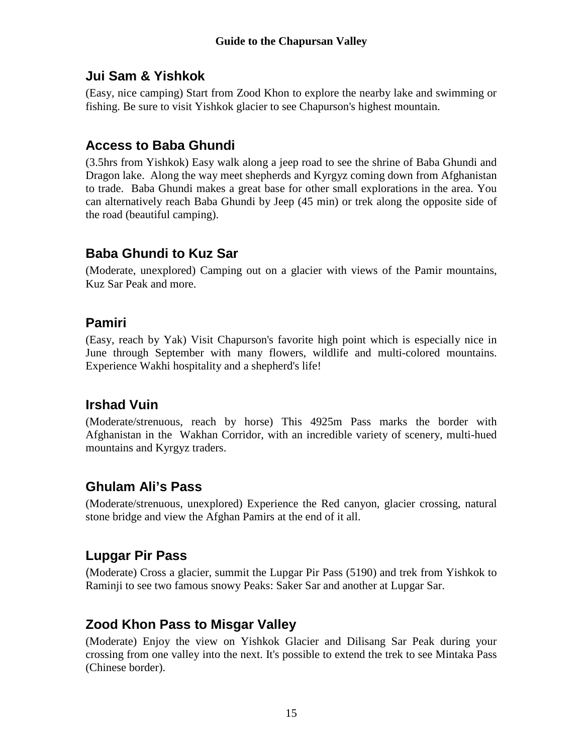## Jui Sam & Yishkok

(Easy, nice camping) Start from Zood Khon to explore the nearby lake and swimming or fishing. Be sure to visit Yishkok glacier to see Chapurson's highest mountain.

## Access to Baba Ghundi

(3.5hrs from Yishkok) Easy walk along a jeep road to see the shrine of Baba Ghundi and Dragon lake. Along the way meet shepherds and Kyrgyz coming down from Afghanistan to trade. Baba Ghundi makes a great base for other small explorations in the area. You can alternatively reach Baba Ghundi by Jeep (45 min) or trek along the opposite side of the road (beautiful camping).

## Baba Ghundi to Kuz Sar

(Moderate, unexplored) Camping out on a glacier with views of the Pamir mountains, Kuz Sar Peak and more.

## Pamiri

(Easy, reach by Yak) Visit Chapurson's favorite high point which is especially nice in June through September with many flowers, wildlife and multi-colored mountains. Experience Wakhi hospitality and a shepherd's life!

## Irshad Vuin

(Moderate/strenuous, reach by horse) This 4925m Pass marks the border with Afghanistan in the Wakhan Corridor, with an incredible variety of scenery, multi-hued mountains and Kyrgyz traders.

## Ghulam Ali's Pass

(Moderate/strenuous, unexplored) Experience the Red canyon, glacier crossing, natural stone bridge and view the Afghan Pamirs at the end of it all.

## Lupgar Pir Pass

(Moderate) Cross a glacier, summit the Lupgar Pir Pass (5190) and trek from Yishkok to Raminji to see two famous snowy Peaks: Saker Sar and another at Lupgar Sar.

## Zood Khon Pass to Misgar Valley

(Moderate) Enjoy the view on Yishkok Glacier and Dilisang Sar Peak during your crossing from one valley into the next. It's possible to extend the trek to see Mintaka Pass (Chinese border).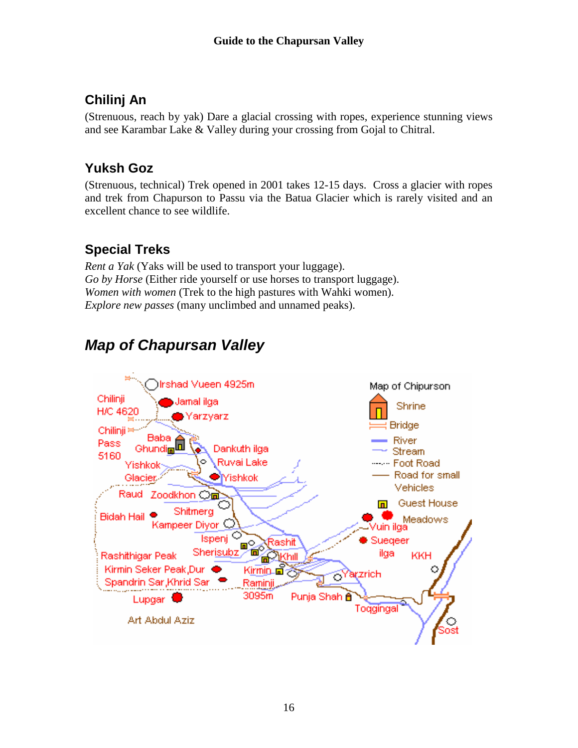## Chilinj An

(Strenuous, reach by yak) Dare a glacial crossing with ropes, experience stunning views and see Karambar Lake & Valley during your crossing from Gojal to Chitral.

## Yuksh Goz

(Strenuous, technical) Trek opened in 2001 takes 12-15 days. Cross a glacier with ropes and trek from Chapurson to Passu via the Batua Glacier which is rarely visited and an excellent chance to see wildlife.

## Special Treks

*Rent a Yak* (Yaks will be used to transport your luggage).
*Go by Horse* (Either ride yourself or use horses to transport luggage).
*Women with women* (Trek to the high pastures with Wahki women).
*Explore new passes* (many unclimbed and unnamed peaks).

## *Map of Chapursan Valley*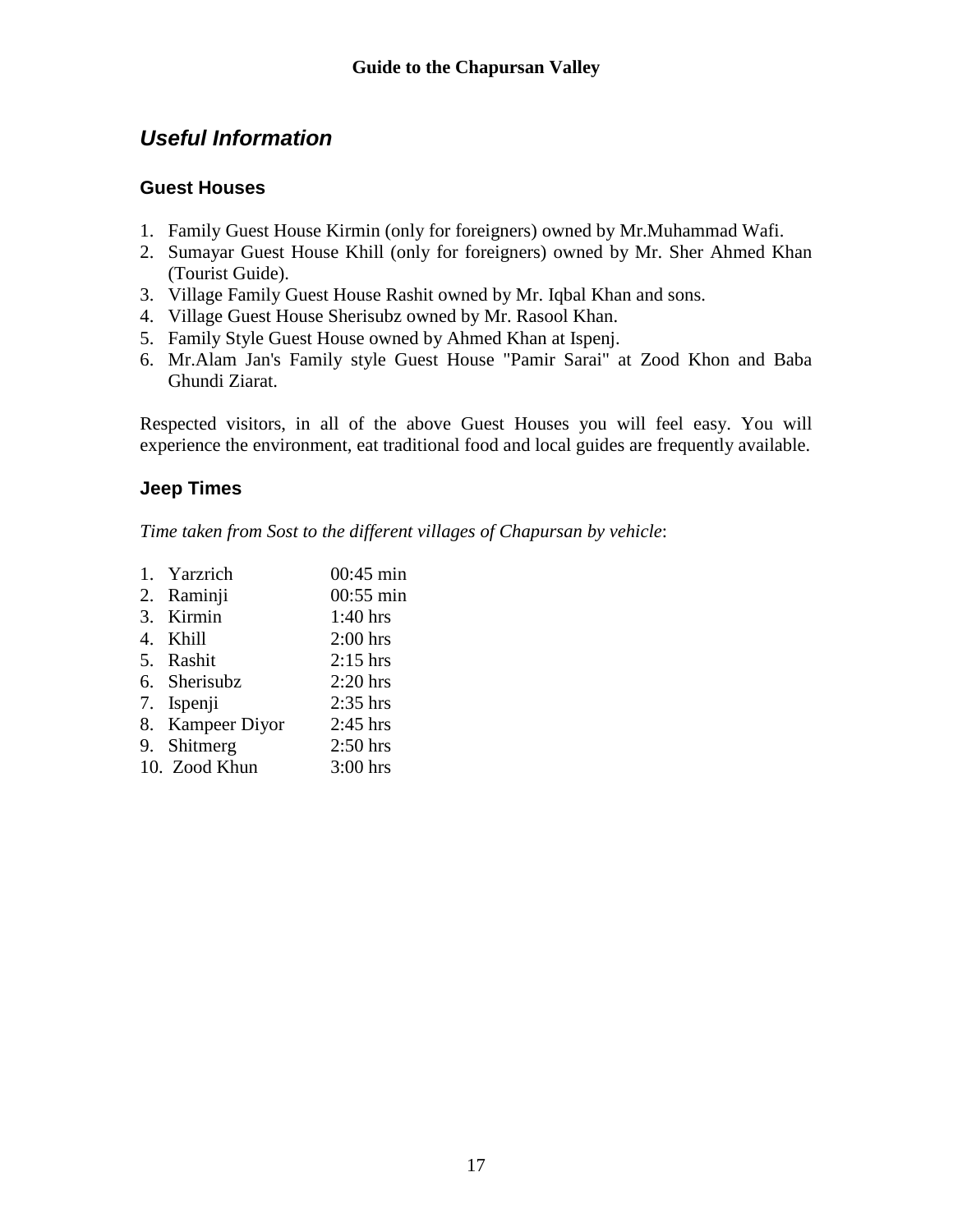## Useful Information

### Guest Houses

1. Family Guest House Kirmin (only for foreigners) owned by Mr.Muhammad Wafi.
2. Sumayar Guest House Khill (only for foreigners) owned by Mr. Sher Ahmed Khan (Tourist Guide).
3. Village Family Guest House Rashit owned by Mr. Iqbal Khan and sons.
4. Village Guest House Sherisubz owned by Mr. Rasool Khan.
5. Family Style Guest House owned by Ahmed Khan at Ispenj.
6. Mr.Alam Jan's Family style Guest House "Pamir Sarai" at Zood Khon and Baba Ghundi Ziarat.

Respected visitors, in all of the above Guest Houses you will feel easy. You will experience the environment, eat traditional food and local guides are frequently available.

### Jeep Times

*Time taken from Sost to the different villages of Chapursan by vehicle*:

| | | |
|---|---|---|
| 1. | Yarzrich | 00:45 min |
| 2. | Raminji | 00:55 min |
| 3. | Kirmin | 1:40 hrs |
| 4. | Khill | 2:00 hrs |
| 5. | Rashit | 2:15 hrs |
| 6. | Sherisubz | 2:20 hrs |
| 7. | Ispenji | 2:35 hrs |
| 8. | Kampeer Diyor | 2:45 hrs |
| 9. | Shitmerg | 2:50 hrs |
| 10. | Zood Khun | 3:00 hrs |